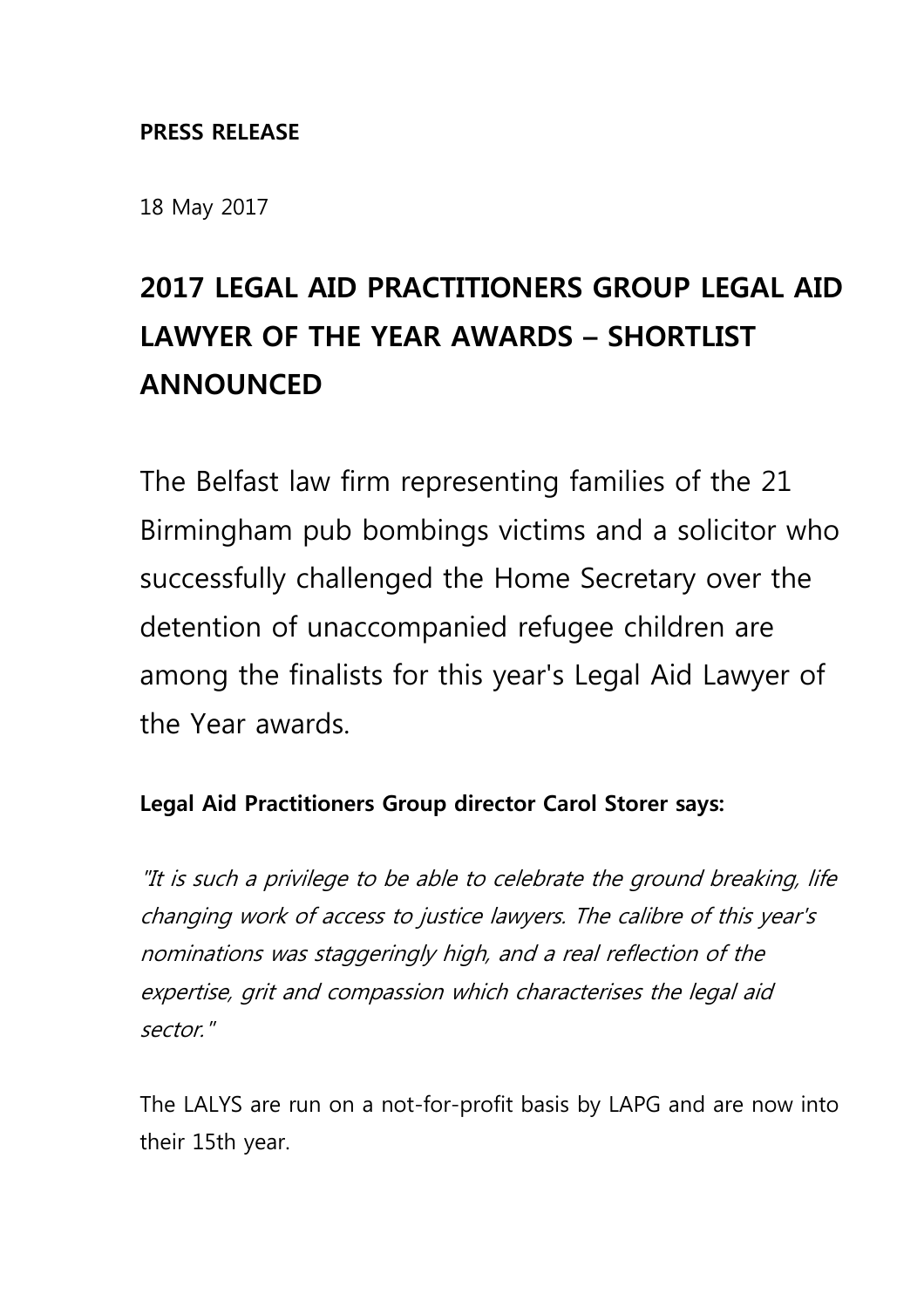**PRESS RELEASE**

18 May 2017

# 2017 LEGAL AID PRACTITIONERS GROUP LEGAL AID LAWYER OF THE YEAR AWARDS – SHORTLIST ANNOUNCED

The Belfast law firm representing families of the 21 Birmingham pub bombings victims and a solicitor who successfully challenged the Home Secretary over the detention of unaccompanied refugee children are among the finalists for this year's Legal Aid Lawyer of the Year awards.

**Legal Aid Practitioners Group director Carol Storer says:**

*"It is such a privilege to be able to celebrate the ground breaking, life changing work of access to justice lawyers. The calibre of this year's nominations was staggeringly high, and a real reflection of the expertise, grit and compassion which characterises the legal aid sector."*

The LALYS are run on a not-for-profit basis by LAPG and are now into their 15th year.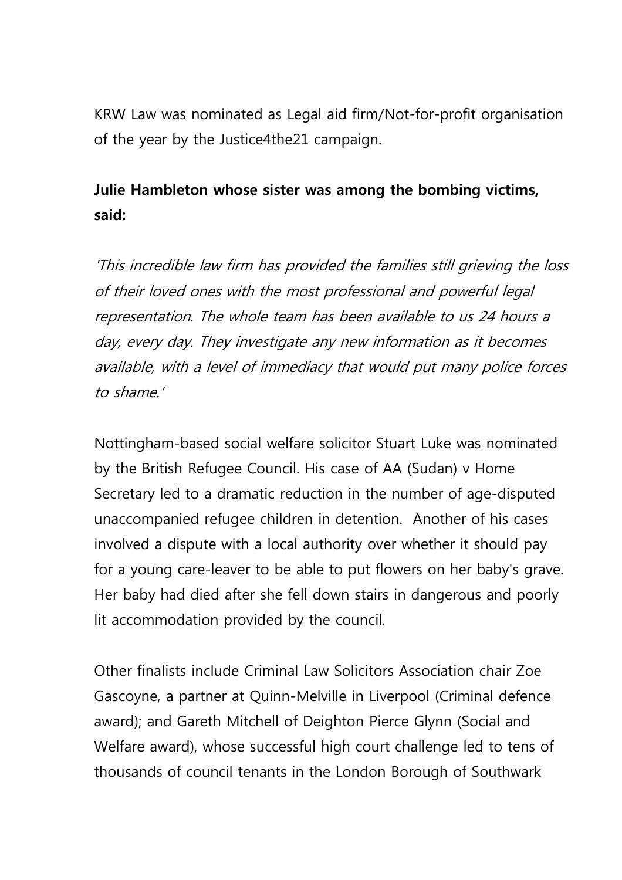KRW Law was nominated as Legal aid firm/Not-for-profit organisation of the year by the Justice4the21 campaign.

**Julie Hambleton whose sister was among the bombing victims, said:**

*'This incredible law firm has provided the families still grieving the loss of their loved ones with the most professional and powerful legal representation. The whole team has been available to us 24 hours a day, every day. They investigate any new information as it becomes available, with a level of immediacy that would put many police forces to shame.'*

Nottingham-based social welfare solicitor Stuart Luke was nominated by the British Refugee Council. His case of AA (Sudan) v Home Secretary led to a dramatic reduction in the number of age-disputed unaccompanied refugee children in detention.  Another of his cases involved a dispute with a local authority over whether it should pay for a young care-leaver to be able to put flowers on her baby's grave. Her baby had died after she fell down stairs in dangerous and poorly lit accommodation provided by the council.

Other finalists include Criminal Law Solicitors Association chair Zoe Gascoyne, a partner at Quinn-Melville in Liverpool (Criminal defence award); and Gareth Mitchell of Deighton Pierce Glynn (Social and Welfare award), whose successful high court challenge led to tens of thousands of council tenants in the London Borough of Southwark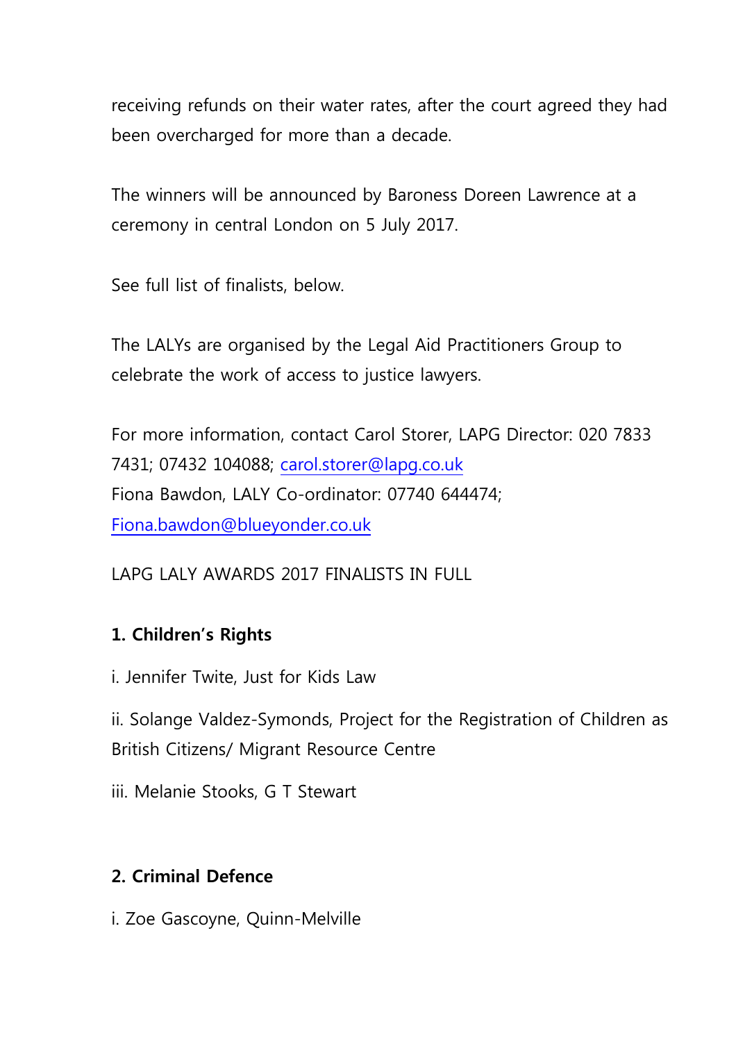receiving refunds on their water rates, after the court agreed they had been overcharged for more than a decade.

The winners will be announced by Baroness Doreen Lawrence at a ceremony in central London on 5 July 2017.

See full list of finalists, below.

The LALYs are organised by the Legal Aid Practitioners Group to celebrate the work of access to justice lawyers.

For more information, contact Carol Storer, LAPG Director: 020 7833 7431; 07432 104088; carol.storer@lapg.co.uk
Fiona Bawdon, LALY Co-ordinator: 07740 644474; Fiona.bawdon@blueyonder.co.uk

LAPG LALY AWARDS 2017 FINALISTS IN FULL

**1. Children's Rights**

i. Jennifer Twite, Just for Kids Law

ii. Solange Valdez-Symonds, Project for the Registration of Children as British Citizens/ Migrant Resource Centre

iii. Melanie Stooks, G T Stewart

**2. Criminal Defence**

i. Zoe Gascoyne, Quinn-Melville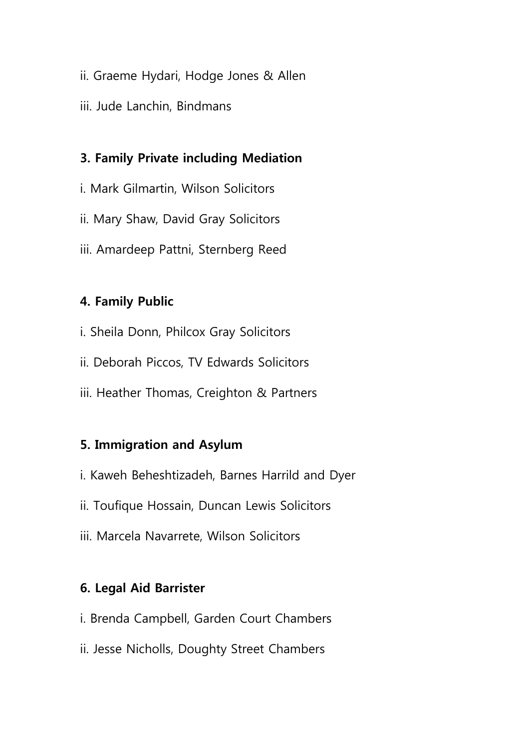ii. Graeme Hydari, Hodge Jones & Allen

iii. Jude Lanchin, Bindmans

**3. Family Private including Mediation**

i. Mark Gilmartin, Wilson Solicitors

ii. Mary Shaw, David Gray Solicitors

iii. Amardeep Pattni, Sternberg Reed

**4. Family Public**

i. Sheila Donn, Philcox Gray Solicitors

ii. Deborah Piccos, TV Edwards Solicitors

iii. Heather Thomas, Creighton & Partners

**5. Immigration and Asylum**

i. Kaweh Beheshtizadeh, Barnes Harrild and Dyer

ii. Toufique Hossain, Duncan Lewis Solicitors

iii. Marcela Navarrete, Wilson Solicitors

**6. Legal Aid Barrister**

i. Brenda Campbell, Garden Court Chambers

ii. Jesse Nicholls, Doughty Street Chambers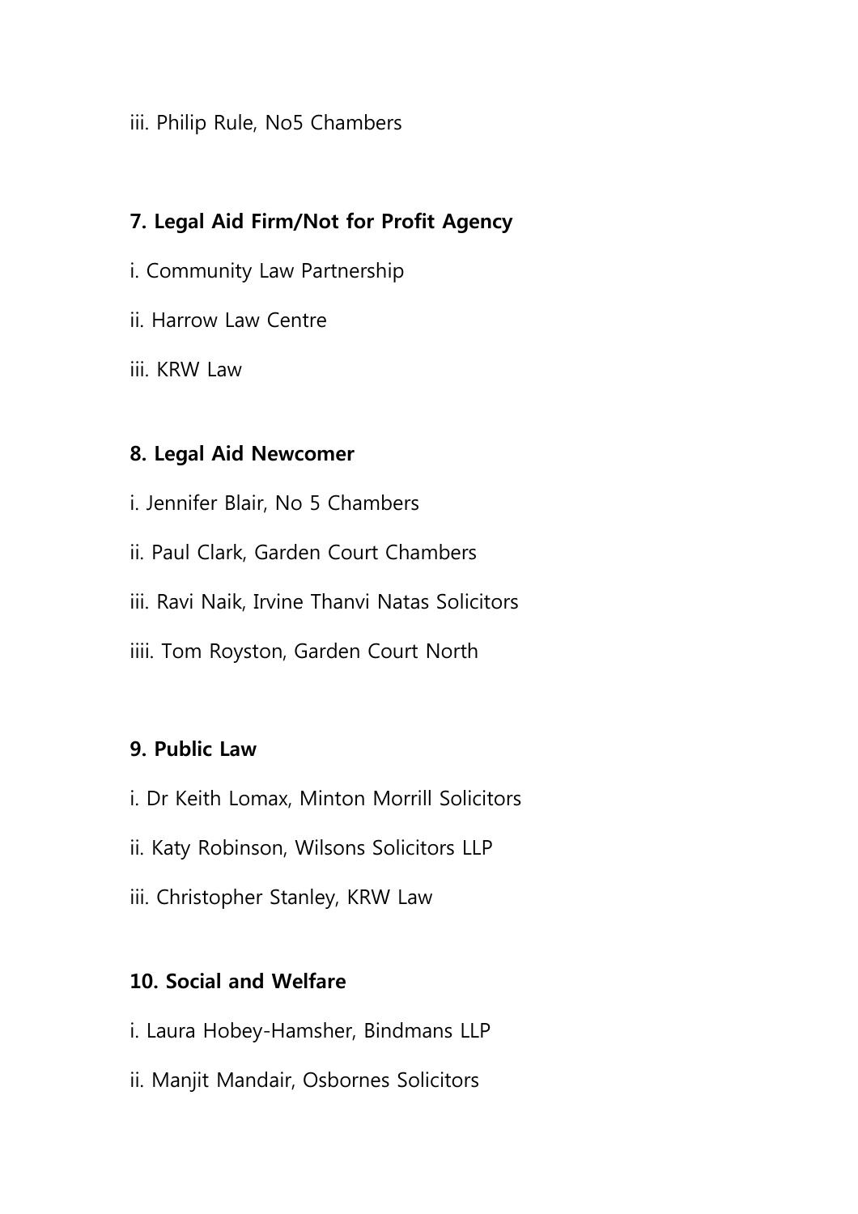iii. Philip Rule, No5 Chambers

**7. Legal Aid Firm/Not for Profit Agency**

i. Community Law Partnership

ii. Harrow Law Centre

iii. KRW Law

**8. Legal Aid Newcomer**

i. Jennifer Blair, No 5 Chambers

ii. Paul Clark, Garden Court Chambers

iii. Ravi Naik, Irvine Thanvi Natas Solicitors

iiii. Tom Royston, Garden Court North

**9. Public Law**

i. Dr Keith Lomax, Minton Morrill Solicitors

ii. Katy Robinson, Wilsons Solicitors LLP

iii. Christopher Stanley, KRW Law

**10. Social and Welfare**

i. Laura Hobey-Hamsher, Bindmans LLP

ii. Manjit Mandair, Osbornes Solicitors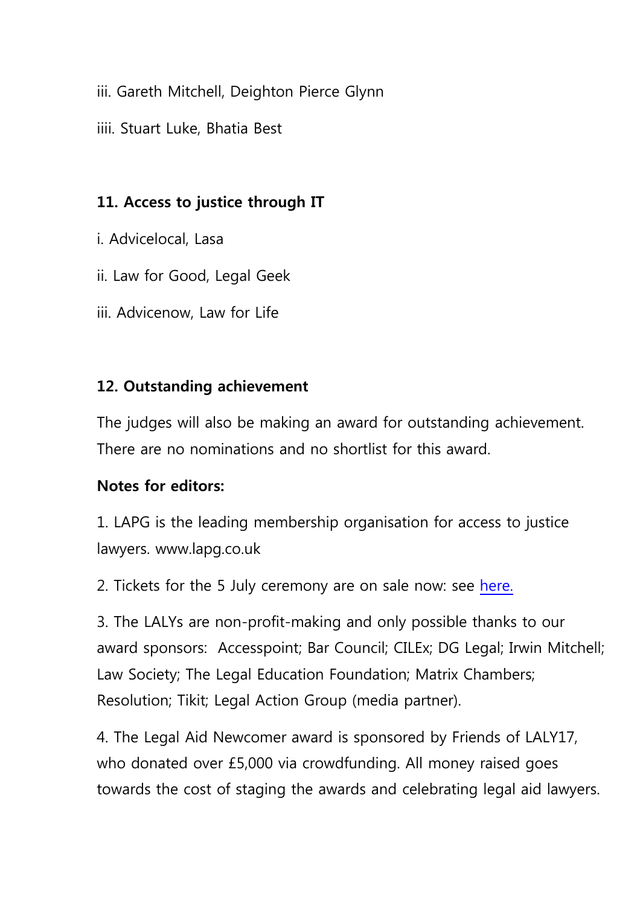iii. Gareth Mitchell, Deighton Pierce Glynn

iiii. Stuart Luke, Bhatia Best

**11. Access to justice through IT**

i. Advicelocal, Lasa

ii. Law for Good, Legal Geek

iii. Advicenow, Law for Life

**12. Outstanding achievement**

The judges will also be making an award for outstanding achievement. There are no nominations and no shortlist for this award.

**Notes for editors:**

1. LAPG is the leading membership organisation for access to justice lawyers. www.lapg.co.uk

2. Tickets for the 5 July ceremony are on sale now: see here.

3. The LALYs are non-profit-making and only possible thanks to our award sponsors: Accesspoint; Bar Council; CILEx; DG Legal; Irwin Mitchell; Law Society; The Legal Education Foundation; Matrix Chambers; Resolution; Tikit; Legal Action Group (media partner).

4. The Legal Aid Newcomer award is sponsored by Friends of LALY17, who donated over £5,000 via crowdfunding. All money raised goes towards the cost of staging the awards and celebrating legal aid lawyers.